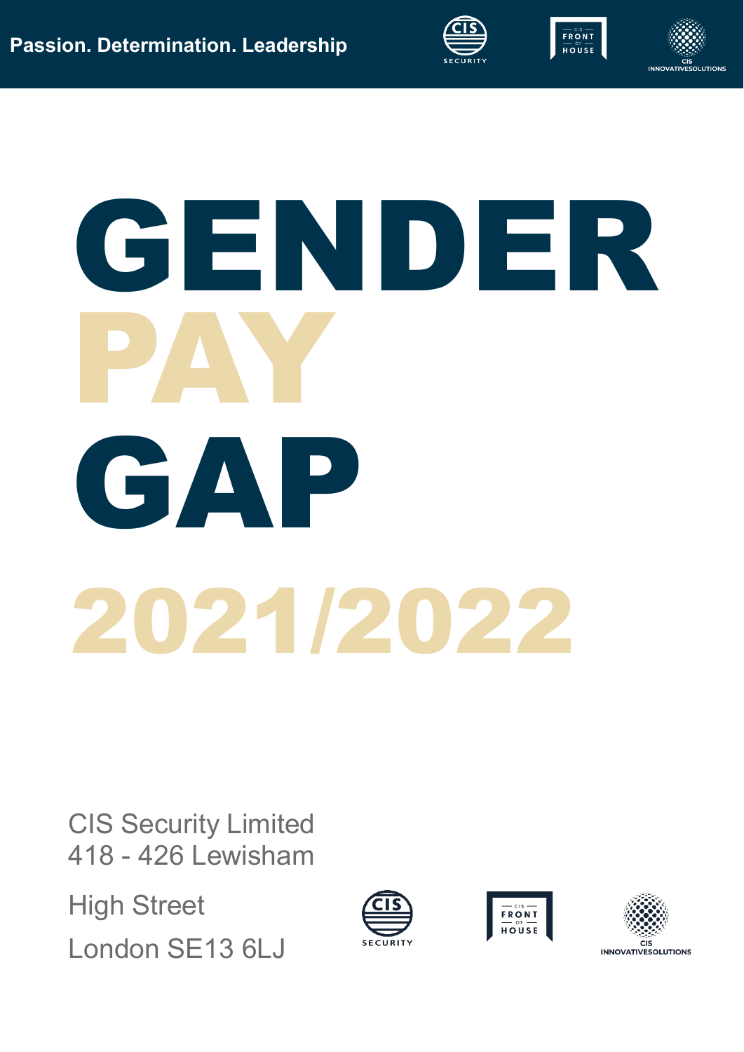**Passion. Determination. Leadership**

# GENDER PAY GAP 2021/2022

CIS Security Limited
418 - 426 Lewisham
High Street
London SE13 6LJ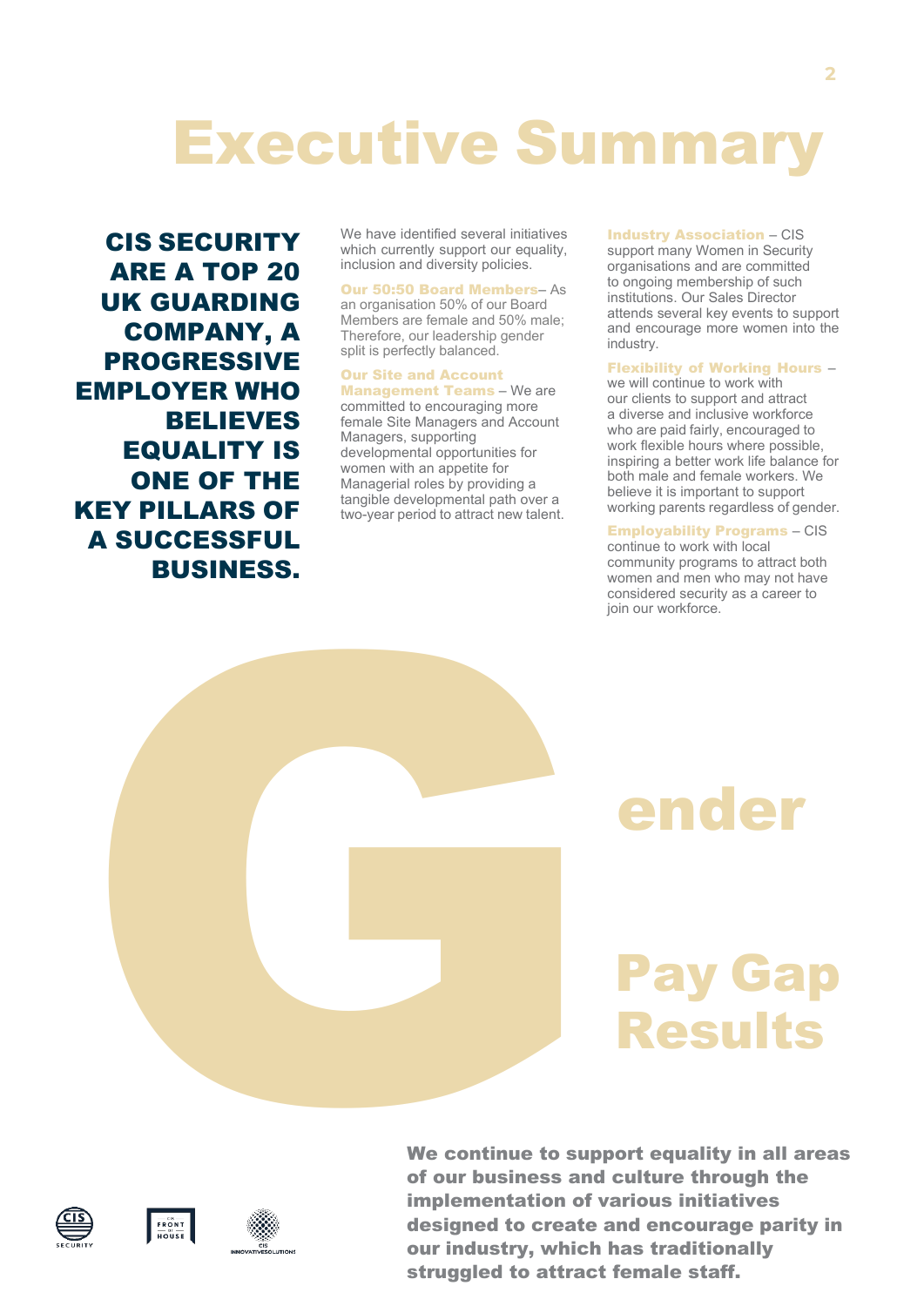# Executive Summary

**CIS SECURITY ARE A TOP 20 UK GUARDING COMPANY, A PROGRESSIVE EMPLOYER WHO BELIEVES EQUALITY IS ONE OF THE KEY PILLARS OF A SUCCESSFUL BUSINESS.**

We have identified several initiatives which currently support our equality, inclusion and diversity policies.

**Our 50:50 Board Members**– As an organisation 50% of our Board Members are female and 50% male; Therefore, our leadership gender split is perfectly balanced.

**Our Site and Account Management Teams** – We are committed to encouraging more female Site Managers and Account Managers, supporting developmental opportunities for women with an appetite for Managerial roles by providing a tangible developmental path over a two-year period to attract new talent.

**Industry Association** – CIS support many Women in Security organisations and are committed to ongoing membership of such institutions. Our Sales Director attends several key events to support and encourage more women into the industry.

**Flexibility of Working Hours** – we will continue to work with our clients to support and attract a diverse and inclusive workforce who are paid fairly, encouraged to work flexible hours where possible, inspiring a better work life balance for both male and female workers. We believe it is important to support working parents regardless of gender.

**Employability Programs** – CIS continue to work with local community programs to attract both women and men who may not have considered security as a career to join our workforce.

## Gender Pay Gap Results

**We continue to support equality in all areas of our business and culture through the implementation of various initiatives designed to create and encourage parity in our industry, which has traditionally struggled to attract female staff.**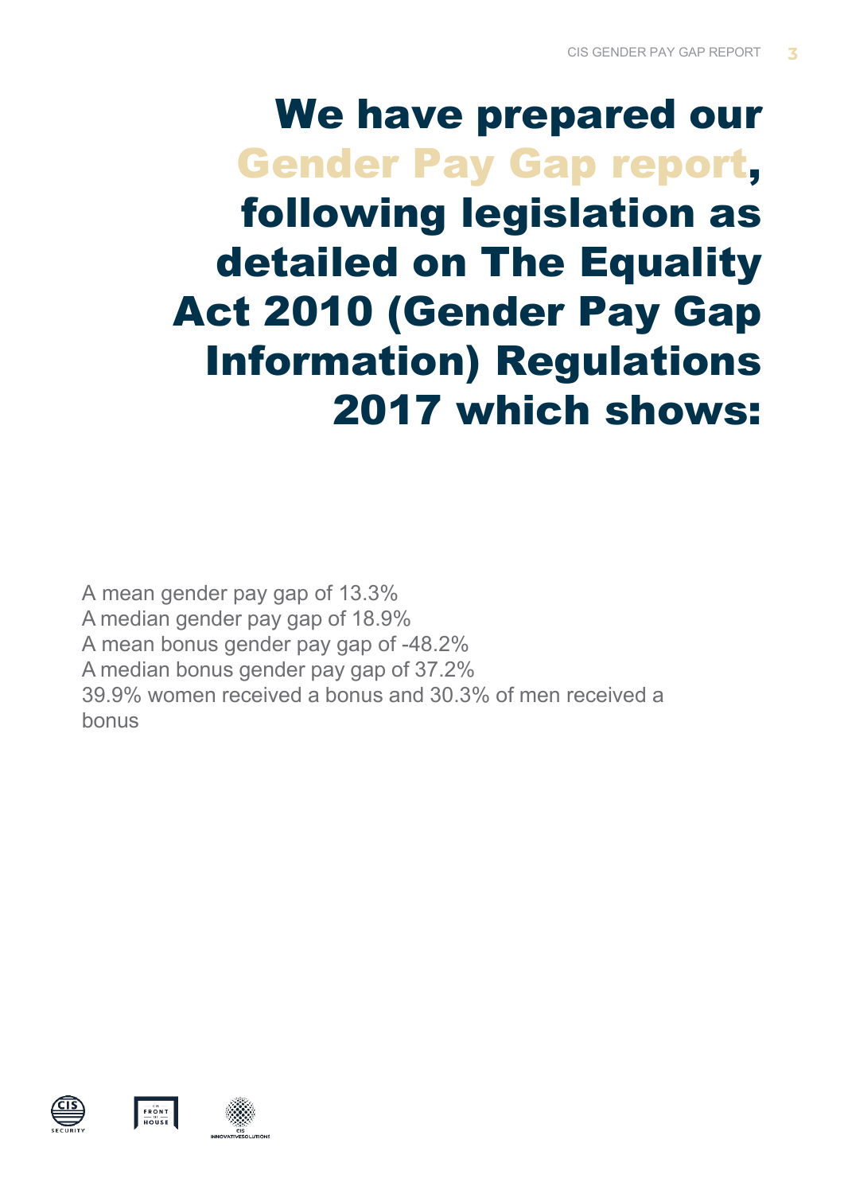# We have prepared our Gender Pay Gap report, following legislation as detailed on The Equality Act 2010 (Gender Pay Gap Information) Regulations 2017 which shows:

A mean gender pay gap of 13.3%
A median gender pay gap of 18.9%
A mean bonus gender pay gap of -48.2%
A median bonus gender pay gap of 37.2%
39.9% women received a bonus and 30.3% of men received a bonus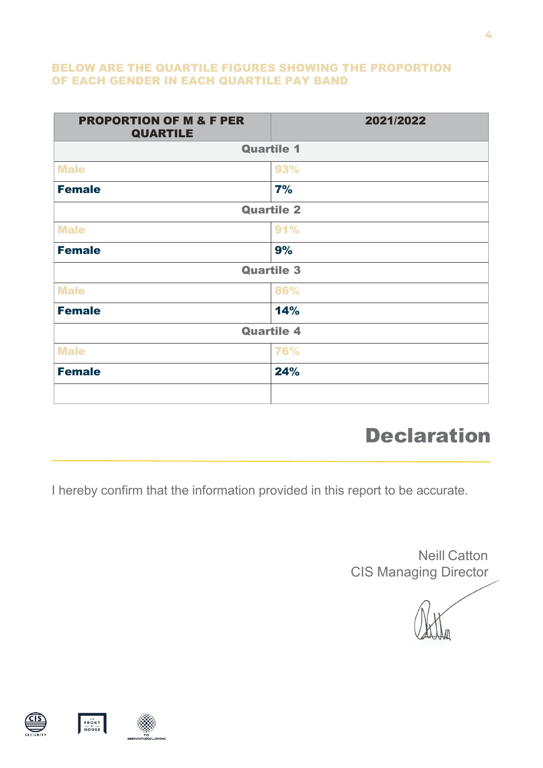BELOW ARE THE QUARTILE FIGURES SHOWING THE PROPORTION OF EACH GENDER IN EACH QUARTILE PAY BAND

| PROPORTION OF M & F PER QUARTILE | 2021/2022 |
|---|---|
| Quartile 1 | |
| Male | 93% |
| Female | 7% |
| Quartile 2 | |
| Male | 91% |
| Female | 9% |
| Quartile 3 | |
| Male | 86% |
| Female | 14% |
| Quartile 4 | |
| Male | 76% |
| Female | 24% |
| | |

# Declaration

I hereby confirm that the information provided in this report to be accurate.

Neill Catton
CIS Managing Director